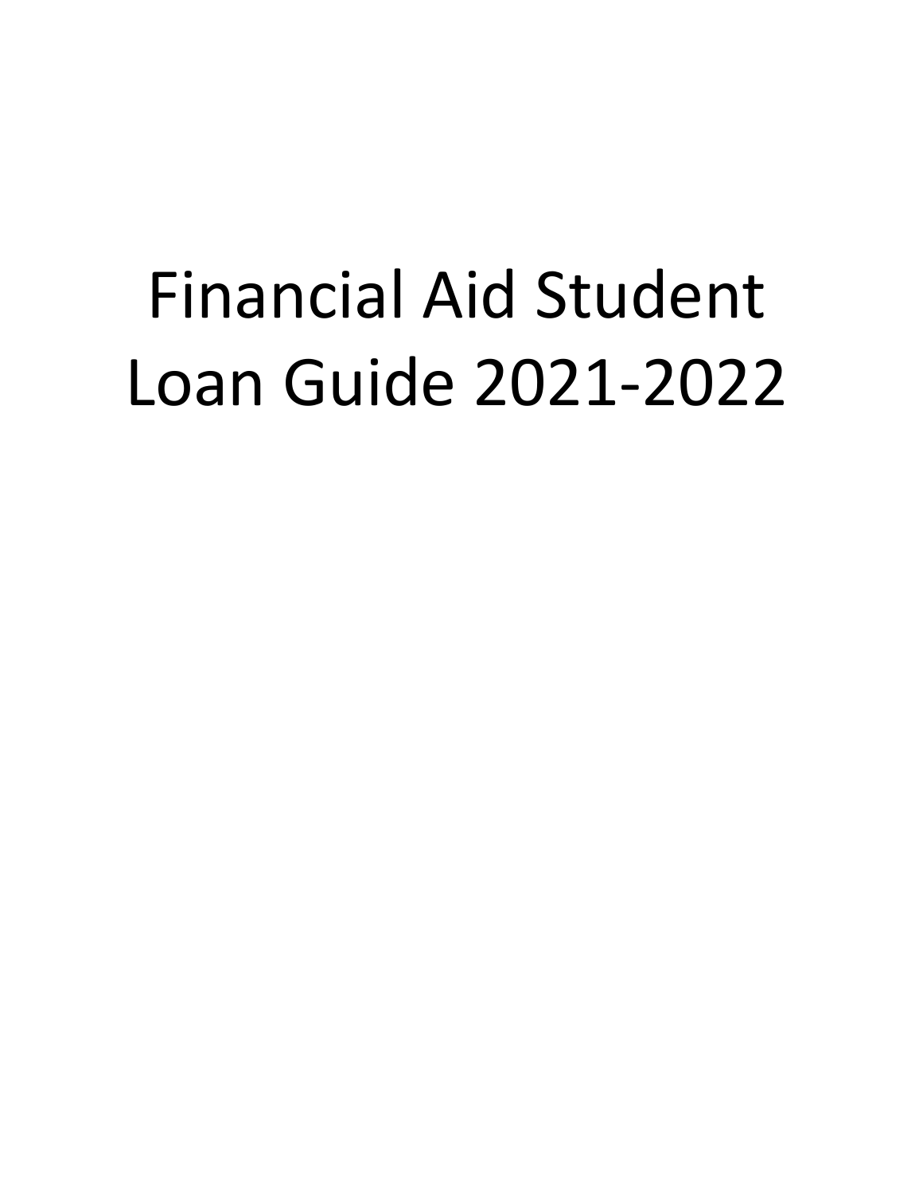# Financial Aid Student Loan Guide 2021-2022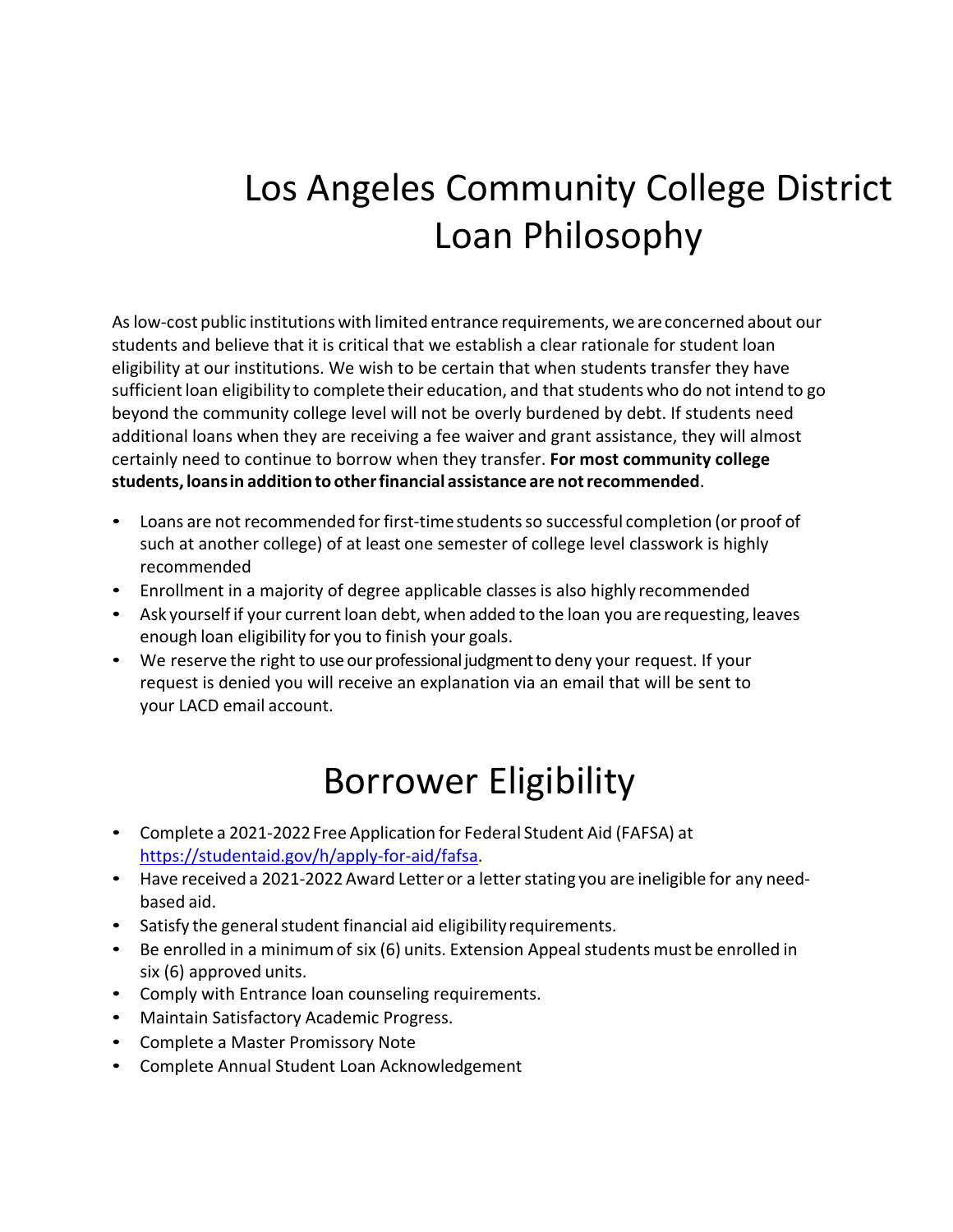# Los Angeles Community College District Loan Philosophy

As low-cost public institutions with limited entrance requirements, we are concerned about our students and believe that it is critical that we establish a clear rationale for student loan eligibility at our institutions. We wish to be certain that when students transfer they have sufficient loan eligibility to complete their education, and that students who do not intend to go beyond the community college level will not be overly burdened by debt. If students need additional loans when they are receiving a fee waiver and grant assistance, they will almost certainly need to continue to borrow when they transfer. **For most community college students, loans in addition to other financial assistance are not recommended**.

- Loans are not recommended for first-time students so successful completion (or proof of such at another college) of at least one semester of college level classwork is highly recommended
- Enrollment in a majority of degree applicable classes is also highly recommended
- Ask yourself if your current loan debt, when added to the loan you are requesting, leaves enough loan eligibility for you to finish your goals.
- We reserve the right to use our professional judgment to deny your request. If your request is denied you will receive an explanation via an email that will be sent to your LACD email account.

# Borrower Eligibility

- Complete a 2021-2022 Free Application for Federal Student Aid (FAFSA) at https://studentaid.gov/h/apply-for-aid/fafsa.
- Have received a 2021-2022 Award Letter or a letter stating you are ineligible for any need-based aid.
- Satisfy the general student financial aid eligibility requirements.
- Be enrolled in a minimum of six (6) units. Extension Appeal students must be enrolled in six (6) approved units.
- Comply with Entrance loan counseling requirements.
- Maintain Satisfactory Academic Progress.
- Complete a Master Promissory Note
- Complete Annual Student Loan Acknowledgement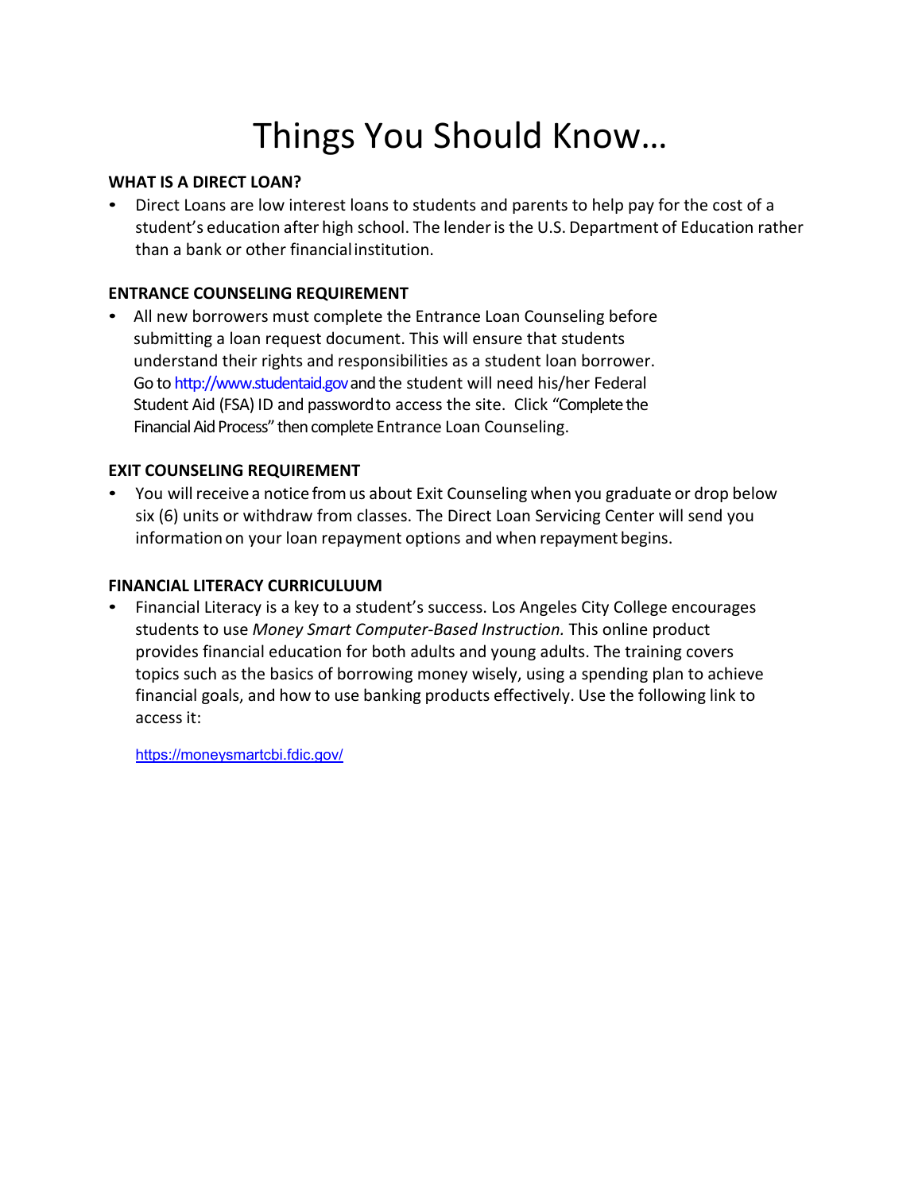# Things You Should Know…

### WHAT IS A DIRECT LOAN?

- Direct Loans are low interest loans to students and parents to help pay for the cost of a student's education after high school. The lender is the U.S. Department of Education rather than a bank or other financial institution.

### ENTRANCE COUNSELING REQUIREMENT

- All new borrowers must complete the Entrance Loan Counseling before submitting a loan request document. This will ensure that students understand their rights and responsibilities as a student loan borrower. Go to http://www.studentaid.gov and the student will need his/her Federal Student Aid (FSA) ID and password to access the site. Click "Complete the Financial Aid Process" then complete Entrance Loan Counseling.

### EXIT COUNSELING REQUIREMENT

- You will receive a notice from us about Exit Counseling when you graduate or drop below six (6) units or withdraw from classes. The Direct Loan Servicing Center will send you information on your loan repayment options and when repayment begins.

### FINANCIAL LITERACY CURRICULUUM

- Financial Literacy is a key to a student's success. Los Angeles City College encourages students to use *Money Smart Computer-Based Instruction.* This online product provides financial education for both adults and young adults. The training covers topics such as the basics of borrowing money wisely, using a spending plan to achieve financial goals, and how to use banking products effectively. Use the following link to access it:

  https://moneysmartcbi.fdic.gov/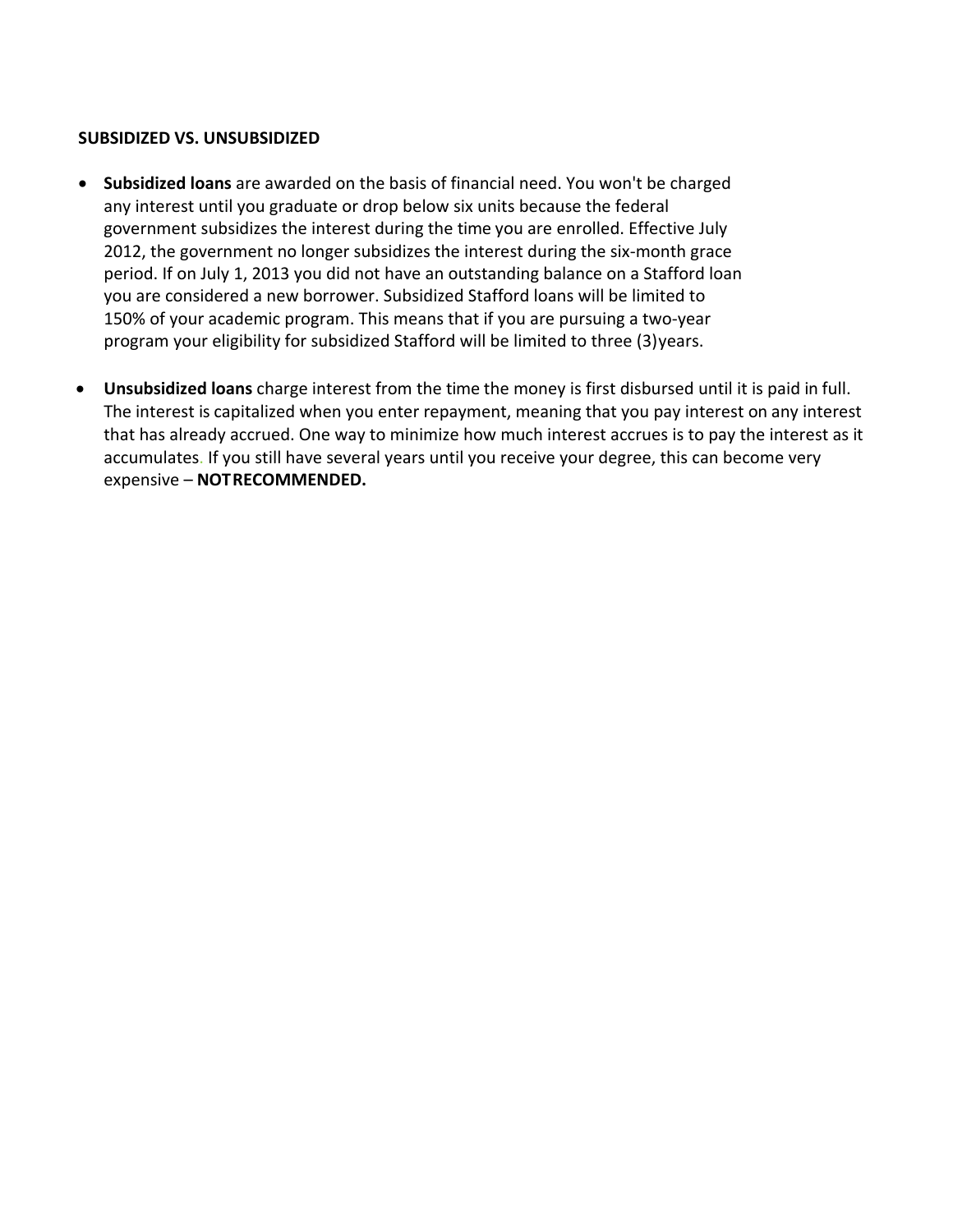**SUBSIDIZED VS. UNSUBSIDIZED**

- **Subsidized loans** are awarded on the basis of financial need. You won't be charged any interest until you graduate or drop below six units because the federal government subsidizes the interest during the time you are enrolled. Effective July 2012, the government no longer subsidizes the interest during the six-month grace period. If on July 1, 2013 you did not have an outstanding balance on a Stafford loan you are considered a new borrower. Subsidized Stafford loans will be limited to 150% of your academic program. This means that if you are pursuing a two-year program your eligibility for subsidized Stafford will be limited to three (3)years.

- **Unsubsidized loans** charge interest from the time the money is first disbursed until it is paid in full. The interest is capitalized when you enter repayment, meaning that you pay interest on any interest that has already accrued. One way to minimize how much interest accrues is to pay the interest as it accumulates. If you still have several years until you receive your degree, this can become very expensive – **NOTRECOMMENDED.**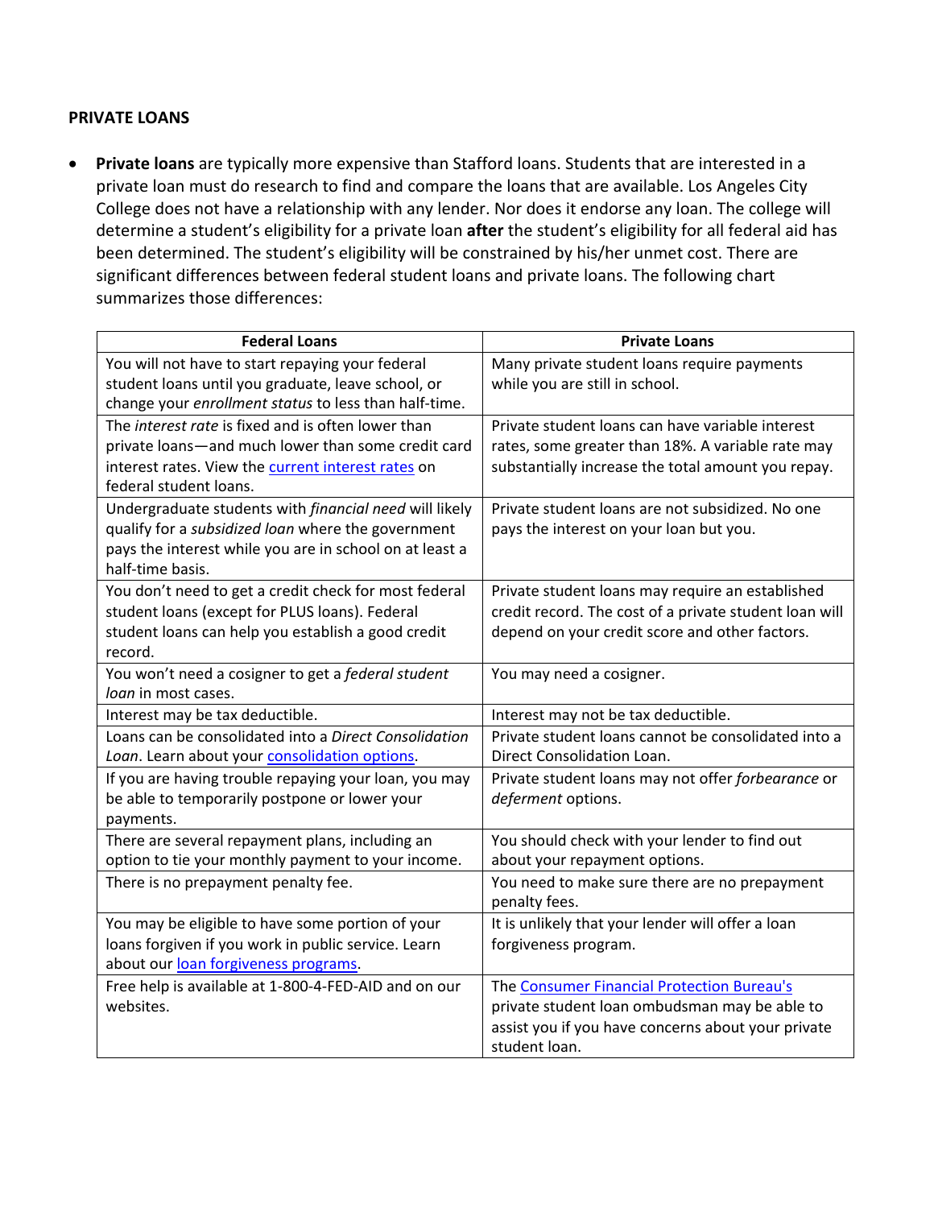## PRIVATE LOANS

- **Private loans** are typically more expensive than Stafford loans. Students that are interested in a private loan must do research to find and compare the loans that are available. Los Angeles City College does not have a relationship with any lender. Nor does it endorse any loan. The college will determine a student's eligibility for a private loan **after** the student's eligibility for all federal aid has been determined. The student's eligibility will be constrained by his/her unmet cost. There are significant differences between federal student loans and private loans. The following chart summarizes those differences:

| Federal Loans | Private Loans |
|---|---|
| You will not have to start repaying your federal student loans until you graduate, leave school, or change your *enrollment status* to less than half-time. | Many private student loans require payments while you are still in school. |
| The *interest rate* is fixed and is often lower than private loans—and much lower than some credit card interest rates. View the current interest rates on federal student loans. | Private student loans can have variable interest rates, some greater than 18%. A variable rate may substantially increase the total amount you repay. |
| Undergraduate students with *financial need* will likely qualify for a *subsidized loan* where the government pays the interest while you are in school on at least a half-time basis. | Private student loans are not subsidized. No one pays the interest on your loan but you. |
| You don't need to get a credit check for most federal student loans (except for PLUS loans). Federal student loans can help you establish a good credit record. | Private student loans may require an established credit record. The cost of a private student loan will depend on your credit score and other factors. |
| You won't need a cosigner to get a *federal student loan* in most cases. | You may need a cosigner. |
| Interest may be tax deductible. | Interest may not be tax deductible. |
| Loans can be consolidated into a *Direct Consolidation Loan*. Learn about your consolidation options. | Private student loans cannot be consolidated into a Direct Consolidation Loan. |
| If you are having trouble repaying your loan, you may be able to temporarily postpone or lower your payments. | Private student loans may not offer *forbearance* or *deferment* options. |
| There are several repayment plans, including an option to tie your monthly payment to your income. | You should check with your lender to find out about your repayment options. |
| There is no prepayment penalty fee. | You need to make sure there are no prepayment penalty fees. |
| You may be eligible to have some portion of your loans forgiven if you work in public service. Learn about our loan forgiveness programs. | It is unlikely that your lender will offer a loan forgiveness program. |
| Free help is available at 1-800-4-FED-AID and on our websites. | The Consumer Financial Protection Bureau's private student loan ombudsman may be able to assist you if you have concerns about your private student loan. |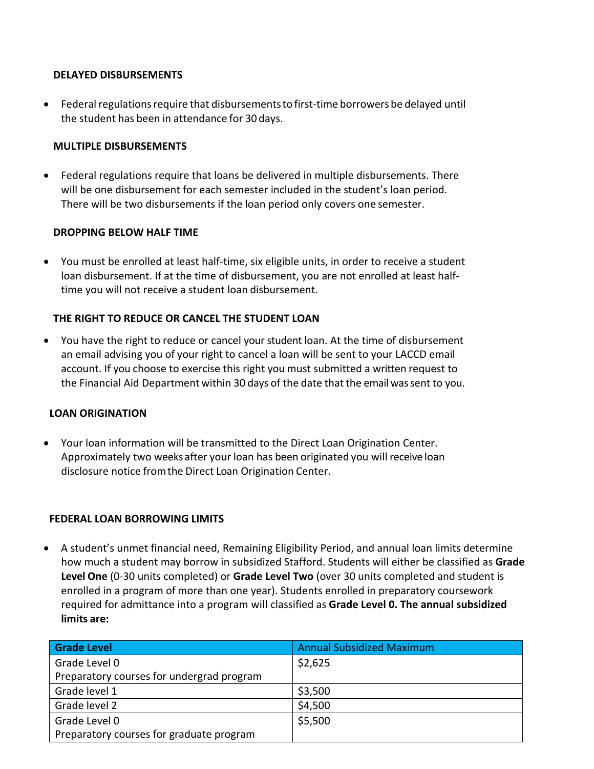### DELAYED DISBURSEMENTS

- Federal regulations require that disbursements to first-time borrowers be delayed until the student has been in attendance for 30 days.

### MULTIPLE DISBURSEMENTS

- Federal regulations require that loans be delivered in multiple disbursements. There will be one disbursement for each semester included in the student's loan period. There will be two disbursements if the loan period only covers one semester.

### DROPPING BELOW HALF TIME

- You must be enrolled at least half-time, six eligible units, in order to receive a student loan disbursement. If at the time of disbursement, you are not enrolled at least half-time you will not receive a student loan disbursement.

### THE RIGHT TO REDUCE OR CANCEL THE STUDENT LOAN

- You have the right to reduce or cancel your student loan. At the time of disbursement an email advising you of your right to cancel a loan will be sent to your LACCD email account. If you choose to exercise this right you must submitted a written request to the Financial Aid Department within 30 days of the date that the email was sent to you.

### LOAN ORIGINATION

- Your loan information will be transmitted to the Direct Loan Origination Center. Approximately two weeks after your loan has been originated you will receive loan disclosure notice from the Direct Loan Origination Center.

### FEDERAL LOAN BORROWING LIMITS

- A student's unmet financial need, Remaining Eligibility Period, and annual loan limits determine how much a student may borrow in subsidized Stafford. Students will either be classified as **Grade Level One** (0-30 units completed) or **Grade Level Two** (over 30 units completed and student is enrolled in a program of more than one year). Students enrolled in preparatory coursework required for admittance into a program will classified as **Grade Level 0. The annual subsidized limits are:**

| Grade Level | Annual Subsidized Maximum |
|---|---|
| Grade Level 0<br>Preparatory courses for undergrad program | $2,625 |
| Grade level 1 | $3,500 |
| Grade level 2 | $4,500 |
| Grade Level 0<br>Preparatory courses for graduate program | $5,500 |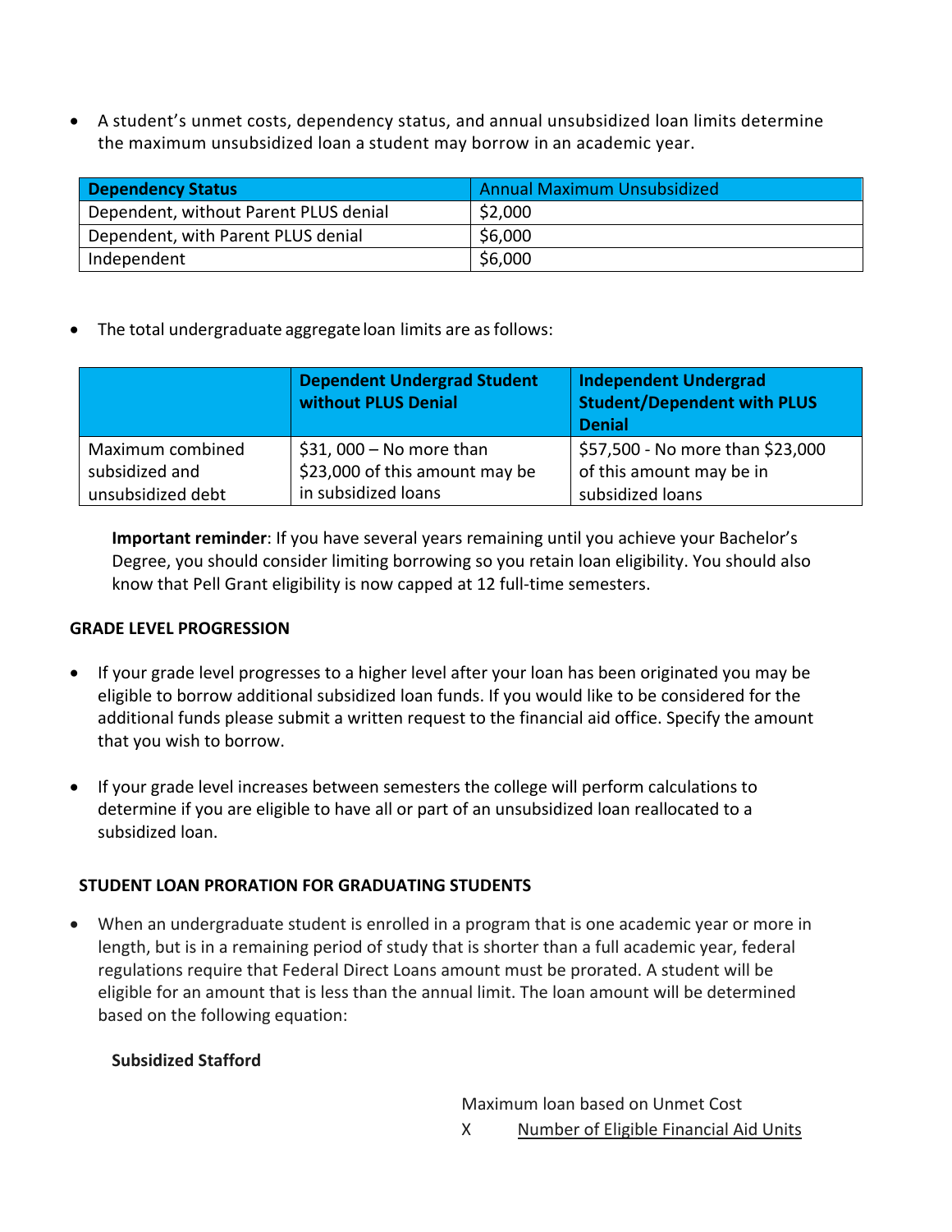- A student's unmet costs, dependency status, and annual unsubsidized loan limits determine the maximum unsubsidized loan a student may borrow in an academic year.

| **Dependency Status** | Annual Maximum Unsubsidized |
|---|---|
| Dependent, without Parent PLUS denial | $2,000 |
| Dependent, with Parent PLUS denial | $6,000 |
| Independent | $6,000 |

- The total undergraduate aggregate loan limits are as follows:

| | **Dependent Undergrad Student without PLUS Denial** | **Independent Undergrad Student/Dependent with PLUS Denial** |
|---|---|---|
| Maximum combined subsidized and unsubsidized debt | $31, 000 – No more than $23,000 of this amount may be in subsidized loans | $57,500 - No more than $23,000 of this amount may be in subsidized loans |

**Important reminder**: If you have several years remaining until you achieve your Bachelor's Degree, you should consider limiting borrowing so you retain loan eligibility. You should also know that Pell Grant eligibility is now capped at 12 full-time semesters.

**GRADE LEVEL PROGRESSION**

- If your grade level progresses to a higher level after your loan has been originated you may be eligible to borrow additional subsidized loan funds. If you would like to be considered for the additional funds please submit a written request to the financial aid office. Specify the amount that you wish to borrow.

- If your grade level increases between semesters the college will perform calculations to determine if you are eligible to have all or part of an unsubsidized loan reallocated to a subsidized loan.

**STUDENT LOAN PRORATION FOR GRADUATING STUDENTS**

- When an undergraduate student is enrolled in a program that is one academic year or more in length, but is in a remaining period of study that is shorter than a full academic year, federal regulations require that Federal Direct Loans amount must be prorated. A student will be eligible for an amount that is less than the annual limit. The loan amount will be determined based on the following equation:

**Subsidized Stafford**

Maximum loan based on Unmet Cost
X <u>Number of Eligible Financial Aid Units</u>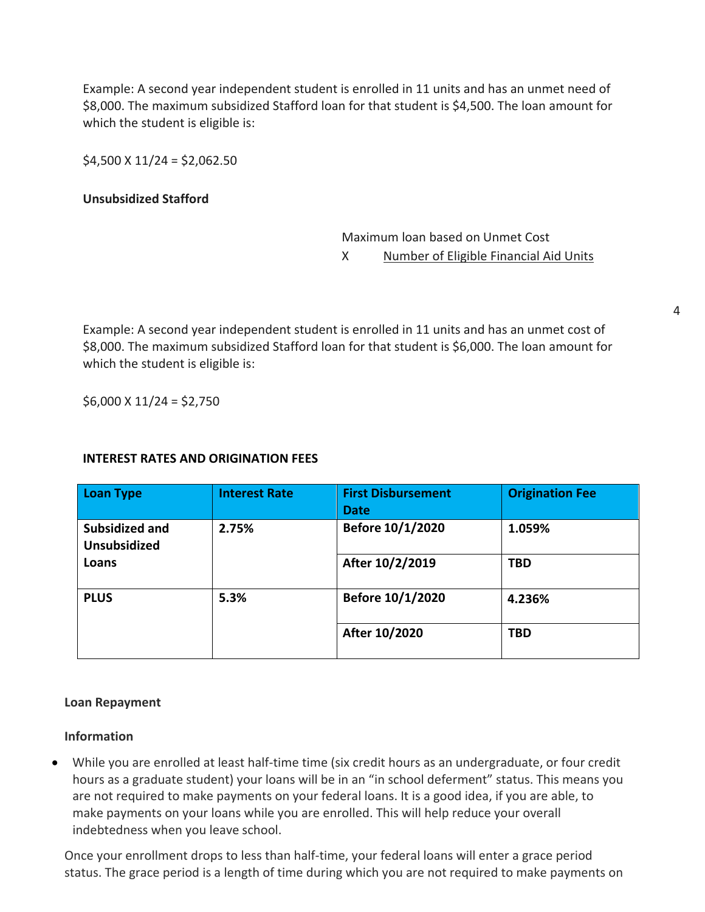Example: A second year independent student is enrolled in 11 units and has an unmet need of $8,000. The maximum subsidized Stafford loan for that student is $4,500. The loan amount for which the student is eligible is:

$4,500 X 11/24 = $2,062.50

**Unsubsidized Stafford**

Maximum loan based on Unmet Cost
X Number of Eligible Financial Aid Units

Example: A second year independent student is enrolled in 11 units and has an unmet cost of $8,000. The maximum subsidized Stafford loan for that student is $6,000. The loan amount for which the student is eligible is:

$6,000 X 11/24 = $2,750

**INTEREST RATES AND ORIGINATION FEES**

| Loan Type | Interest Rate | First Disbursement Date | Origination Fee |
|---|---|---|---|
| **Subsidized and Unsubsidized Loans** | **2.75%** | **Before 10/1/2020** | **1.059%** |
| | | **After 10/2/2019** | **TBD** |
| **PLUS** | **5.3%** | **Before 10/1/2020** | **4.236%** |
| | | **After 10/2020** | **TBD** |

**Loan Repayment**

**Information**

- While you are enrolled at least half-time time (six credit hours as an undergraduate, or four credit hours as a graduate student) your loans will be in an "in school deferment" status. This means you are not required to make payments on your federal loans. It is a good idea, if you are able, to make payments on your loans while you are enrolled. This will help reduce your overall indebtedness when you leave school.

Once your enrollment drops to less than half-time, your federal loans will enter a grace period status. The grace period is a length of time during which you are not required to make payments on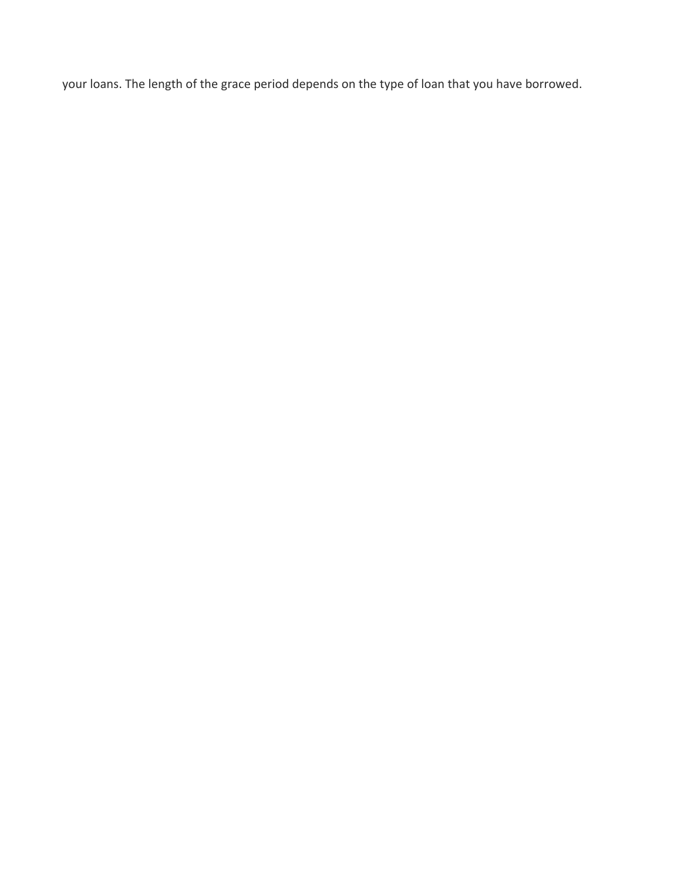your loans. The length of the grace period depends on the type of loan that you have borrowed.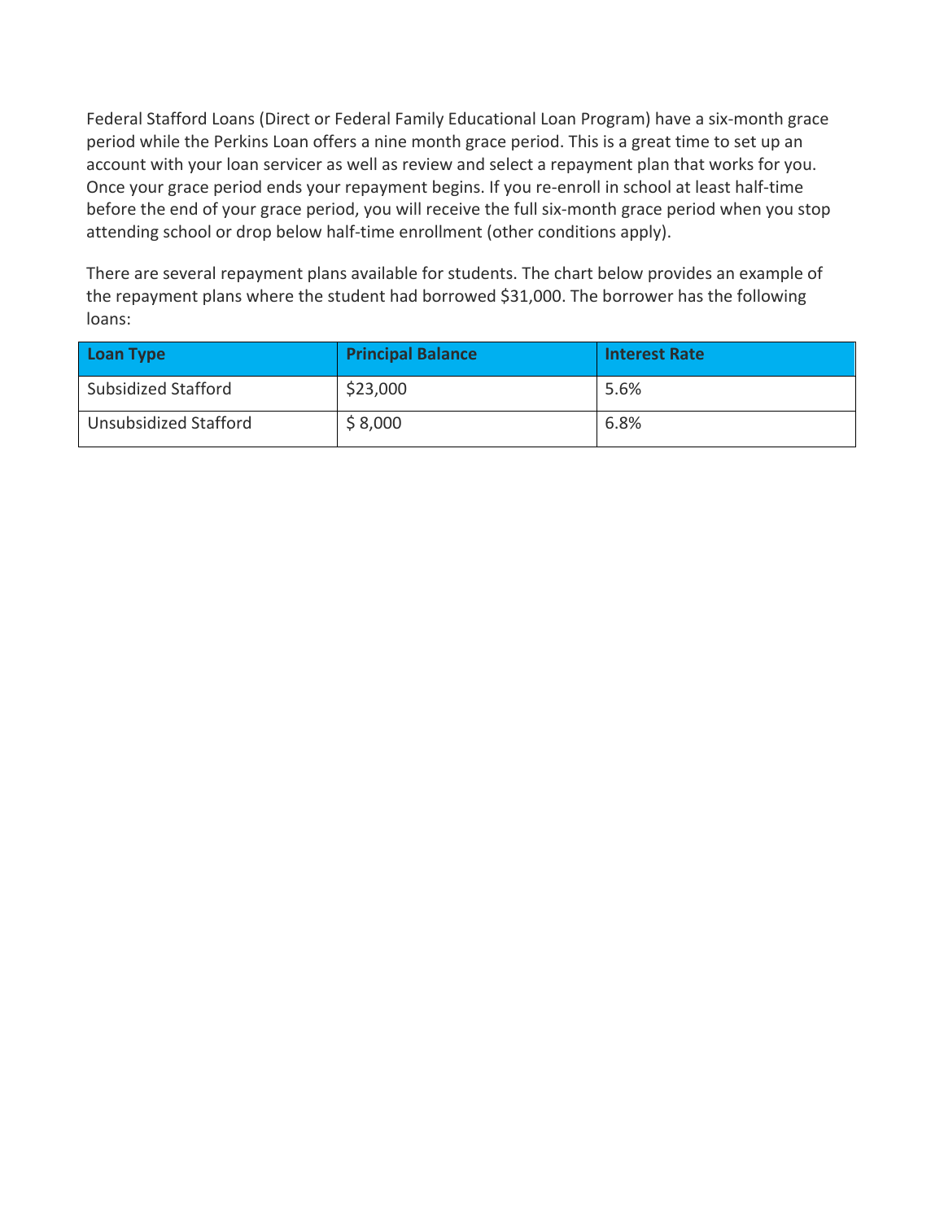Federal Stafford Loans (Direct or Federal Family Educational Loan Program) have a six-month grace period while the Perkins Loan offers a nine month grace period. This is a great time to set up an account with your loan servicer as well as review and select a repayment plan that works for you. Once your grace period ends your repayment begins. If you re-enroll in school at least half-time before the end of your grace period, you will receive the full six-month grace period when you stop attending school or drop below half-time enrollment (other conditions apply).

There are several repayment plans available for students. The chart below provides an example of the repayment plans where the student had borrowed $31,000. The borrower has the following loans:

| Loan Type | Principal Balance | Interest Rate |
|---|---|---|
| Subsidized Stafford | $23,000 | 5.6% |
| Unsubsidized Stafford | $ 8,000 | 6.8% |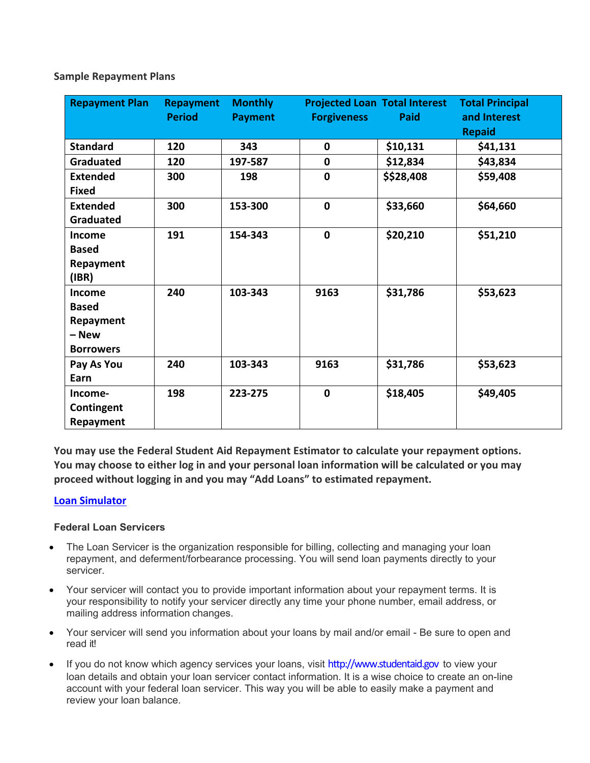### Sample Repayment Plans

| Repayment Plan | Repayment Period | Monthly Payment | Projected Loan Forgiveness | Total Interest Paid | Total Principal and Interest Repaid |
|---|---|---|---|---|---|
| **Standard** | **120** | **343** | **0** | **$10,131** | **$41,131** |
| **Graduated** | **120** | **197-587** | **0** | **$12,834** | **$43,834** |
| **Extended Fixed** | **300** | **198** | **0** | **$$28,408** | **$59,408** |
| **Extended Graduated** | **300** | **153-300** | **0** | **$33,660** | **$64,660** |
| **Income Based Repayment (IBR)** | **191** | **154-343** | **0** | **$20,210** | **$51,210** |
| **Income Based Repayment – New Borrowers** | **240** | **103-343** | **9163** | **$31,786** | **$53,623** |
| **Pay As You Earn** | **240** | **103-343** | **9163** | **$31,786** | **$53,623** |
| **Income-Contingent Repayment** | **198** | **223-275** | **0** | **$18,405** | **$49,405** |

**You may use the Federal Student Aid Repayment Estimator to calculate your repayment options. You may choose to either log in and your personal loan information will be calculated or you may proceed without logging in and you may "Add Loans" to estimated repayment.**

**Loan Simulator**

### Federal Loan Servicers

- The Loan Servicer is the organization responsible for billing, collecting and managing your loan repayment, and deferment/forbearance processing. You will send loan payments directly to your servicer.
- Your servicer will contact you to provide important information about your repayment terms. It is your responsibility to notify your servicer directly any time your phone number, email address, or mailing address information changes.
- Your servicer will send you information about your loans by mail and/or email - Be sure to open and read it!
- If you do not know which agency services your loans, visit http://www.studentaid.gov to view your loan details and obtain your loan servicer contact information. It is a wise choice to create an on-line account with your federal loan servicer. This way you will be able to easily make a payment and review your loan balance.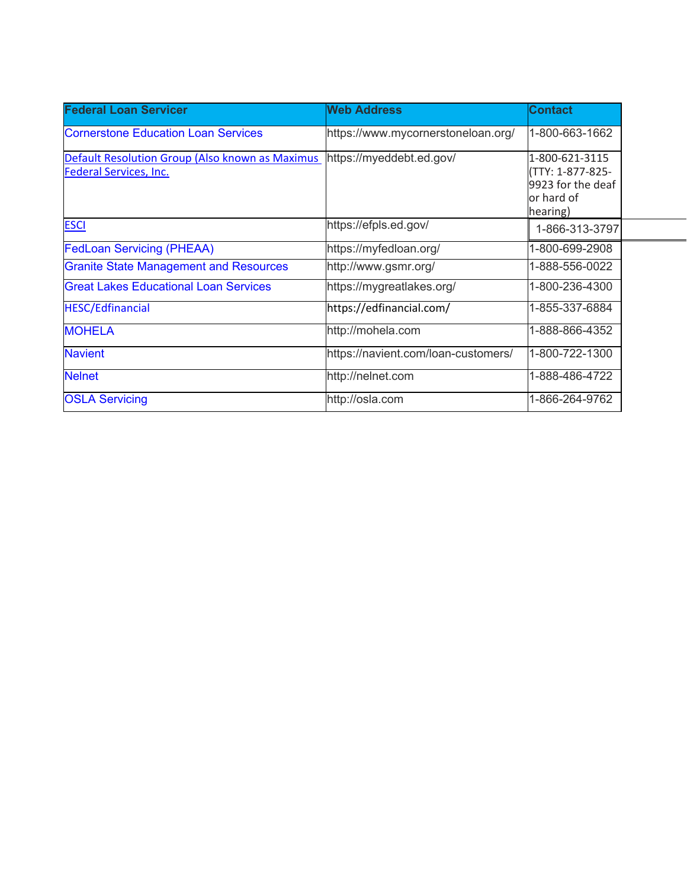| Federal Loan Servicer | Web Address | Contact |
|---|---|---|
| Cornerstone Education Loan Services | https://www.mycornerstoneloan.org/ | 1-800-663-1662 |
| Default Resolution Group (Also known as Maximus Federal Services, Inc. | https://myeddebt.ed.gov/ | 1-800-621-3115 (TTY: 1-877-825-9923 for the deaf or hard of hearing) |
| ESCI | https://efpls.ed.gov/ | 1-866-313-3797 |
| FedLoan Servicing (PHEAA) | https://myfedloan.org/ | 1-800-699-2908 |
| Granite State Management and Resources | http://www.gsmr.org/ | 1-888-556-0022 |
| Great Lakes Educational Loan Services | https://mygreatlakes.org/ | 1-800-236-4300 |
| HESC/Edfinancial | https://edfinancial.com/ | 1-855-337-6884 |
| MOHELA | http://mohela.com | 1-888-866-4352 |
| Navient | https://navient.com/loan-customers/ | 1-800-722-1300 |
| Nelnet | http://nelnet.com | 1-888-486-4722 |
| OSLA Servicing | http://osla.com | 1-866-264-9762 |